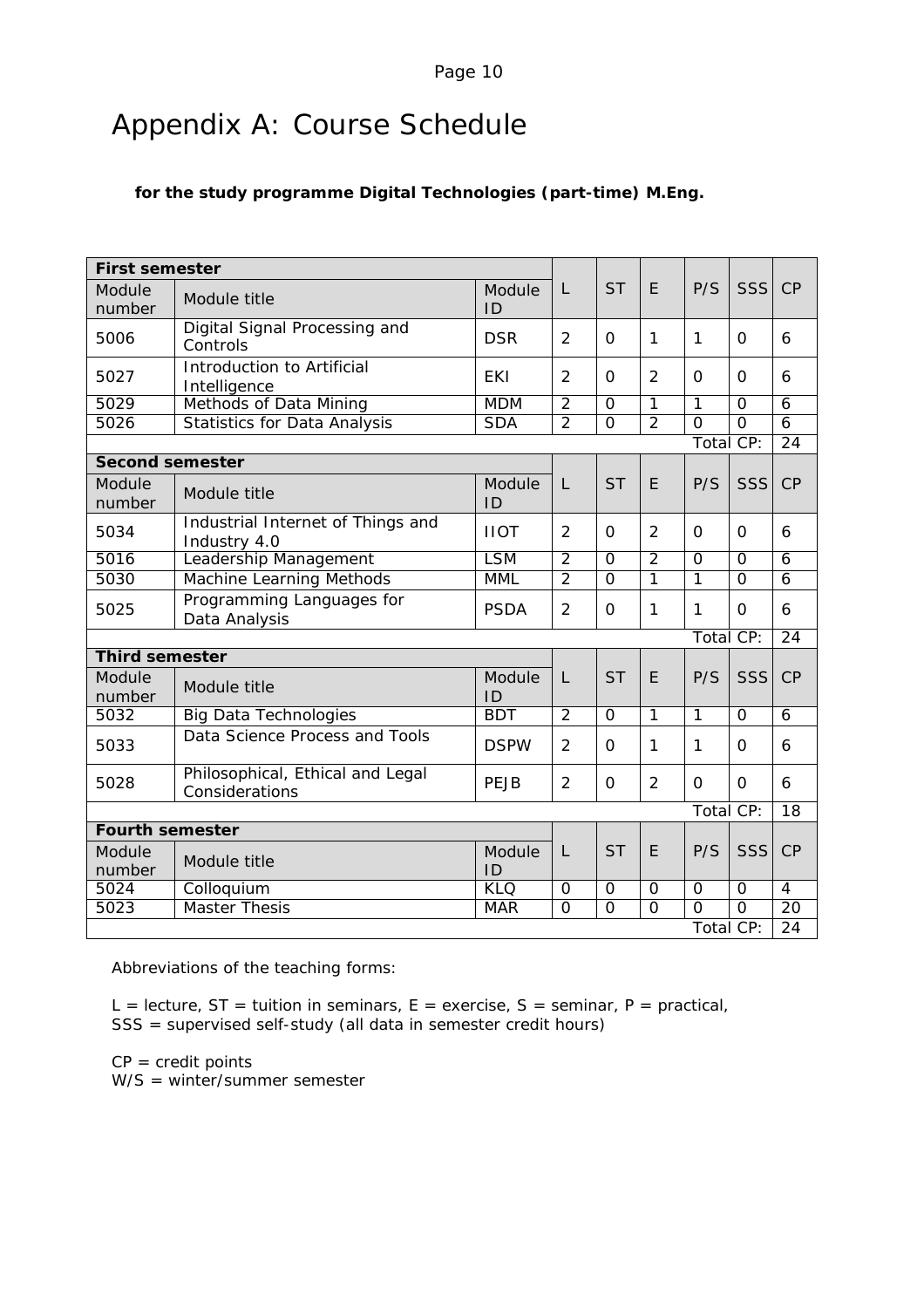# Appendix A: Course Schedule

**for the study programme Digital Technologies (part-time) M.Eng.**

| **First semester** | | | | | | | | |
|---|---|---|---|---|---|---|---|---|
| Module number | Module title | Module ID | L | ST | E | P/S | SSS | CP |
| 5006 | Digital Signal Processing and Controls | DSR | 2 | 0 | 1 | 1 | 0 | 6 |
| 5027 | Introduction to Artificial Intelligence | EKI | 2 | 0 | 2 | 0 | 0 | 6 |
| 5029 | Methods of Data Mining | MDM | 2 | 0 | 1 | 1 | 0 | 6 |
| 5026 | Statistics for Data Analysis | SDA | 2 | 0 | 2 | 0 | 0 | 6 |
| | | | | | | | Total CP: | 24 |
| **Second semester** | | | | | | | | |
| Module number | Module title | Module ID | L | ST | E | P/S | SSS | CP |
| 5034 | Industrial Internet of Things and Industry 4.0 | IIOT | 2 | 0 | 2 | 0 | 0 | 6 |
| 5016 | Leadership Management | LSM | 2 | 0 | 2 | 0 | 0 | 6 |
| 5030 | Machine Learning Methods | MML | 2 | 0 | 1 | 1 | 0 | 6 |
| 5025 | Programming Languages for Data Analysis | PSDA | 2 | 0 | 1 | 1 | 0 | 6 |
| | | | | | | | Total CP: | 24 |
| **Third semester** | | | | | | | | |
| Module number | Module title | Module ID | L | ST | E | P/S | SSS | CP |
| 5032 | Big Data Technologies | BDT | 2 | 0 | 1 | 1 | 0 | 6 |
| 5033 | Data Science Process and Tools | DSPW | 2 | 0 | 1 | 1 | 0 | 6 |
| 5028 | Philosophical, Ethical and Legal Considerations | PEJB | 2 | 0 | 2 | 0 | 0 | 6 |
| | | | | | | | Total CP: | 18 |
| **Fourth semester** | | | | | | | | |
| Module number | Module title | Module ID | L | ST | E | P/S | SSS | CP |
| 5024 | Colloquium | KLQ | 0 | 0 | 0 | 0 | 0 | 4 |
| 5023 | Master Thesis | MAR | 0 | 0 | 0 | 0 | 0 | 20 |
| | | | | | | | Total CP: | 24 |

Abbreviations of the teaching forms:

L = lecture, ST = tuition in seminars, E = exercise, S = seminar, P = practical, SSS = supervised self-study (all data in semester credit hours)

CP = credit points
W/S = winter/summer semester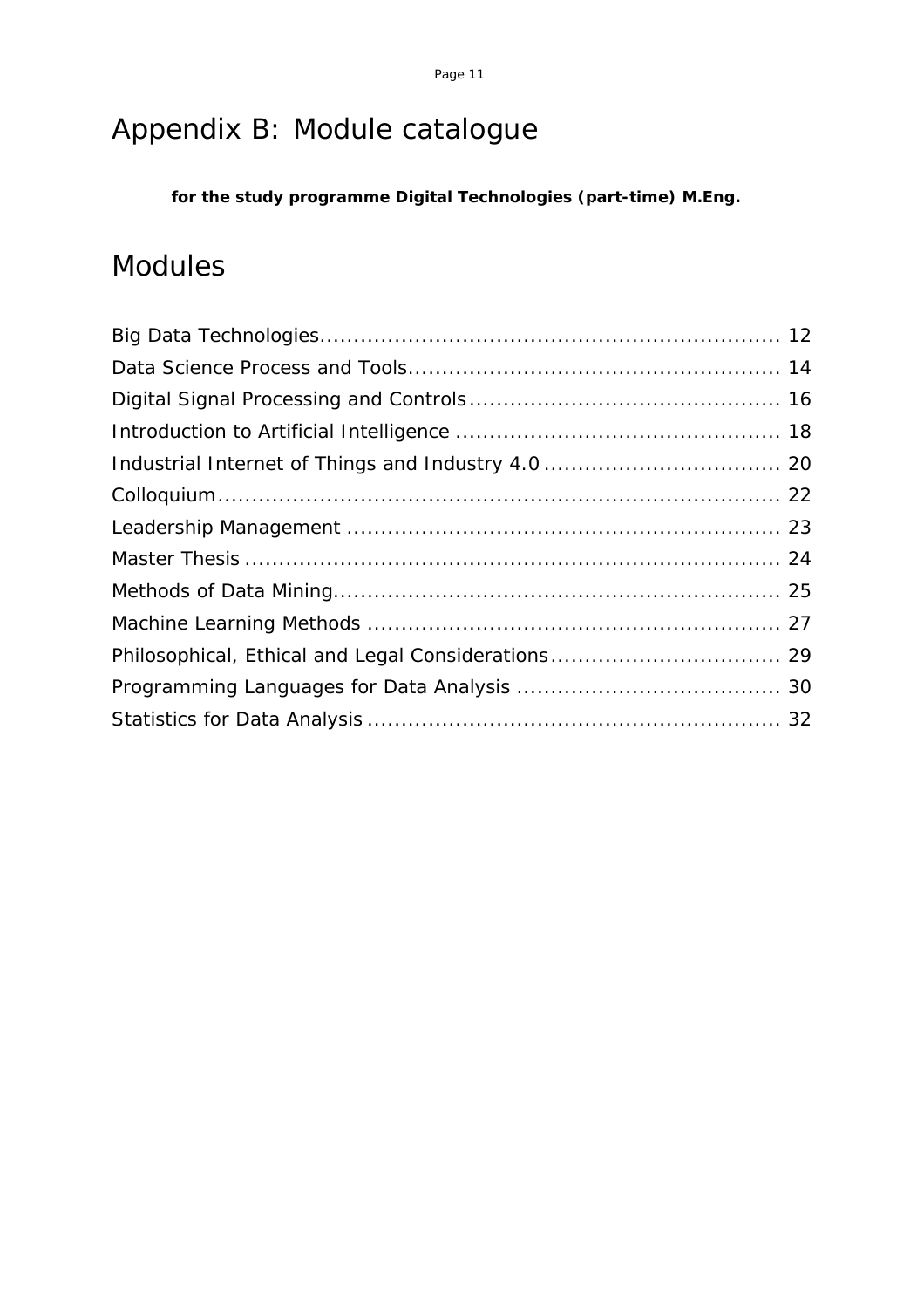# Appendix B: Module catalogue

**for the study programme Digital Technologies (part-time) M.Eng.**

# Modules

Big Data Technologies.................................................................... 12
Data Science Process and Tools....................................................... 14
Digital Signal Processing and Controls............................................. 16
Introduction to Artificial Intelligence ................................................ 18
Industrial Internet of Things and Industry 4.0 .................................. 20
Colloquium..................................................................................... 22
Leadership Management ................................................................ 23
Master Thesis ................................................................................ 24
Methods of Data Mining.................................................................. 25
Machine Learning Methods ............................................................ 27
Philosophical, Ethical and Legal Considerations.................................. 29
Programming Languages for Data Analysis ....................................... 30
Statistics for Data Analysis ............................................................. 32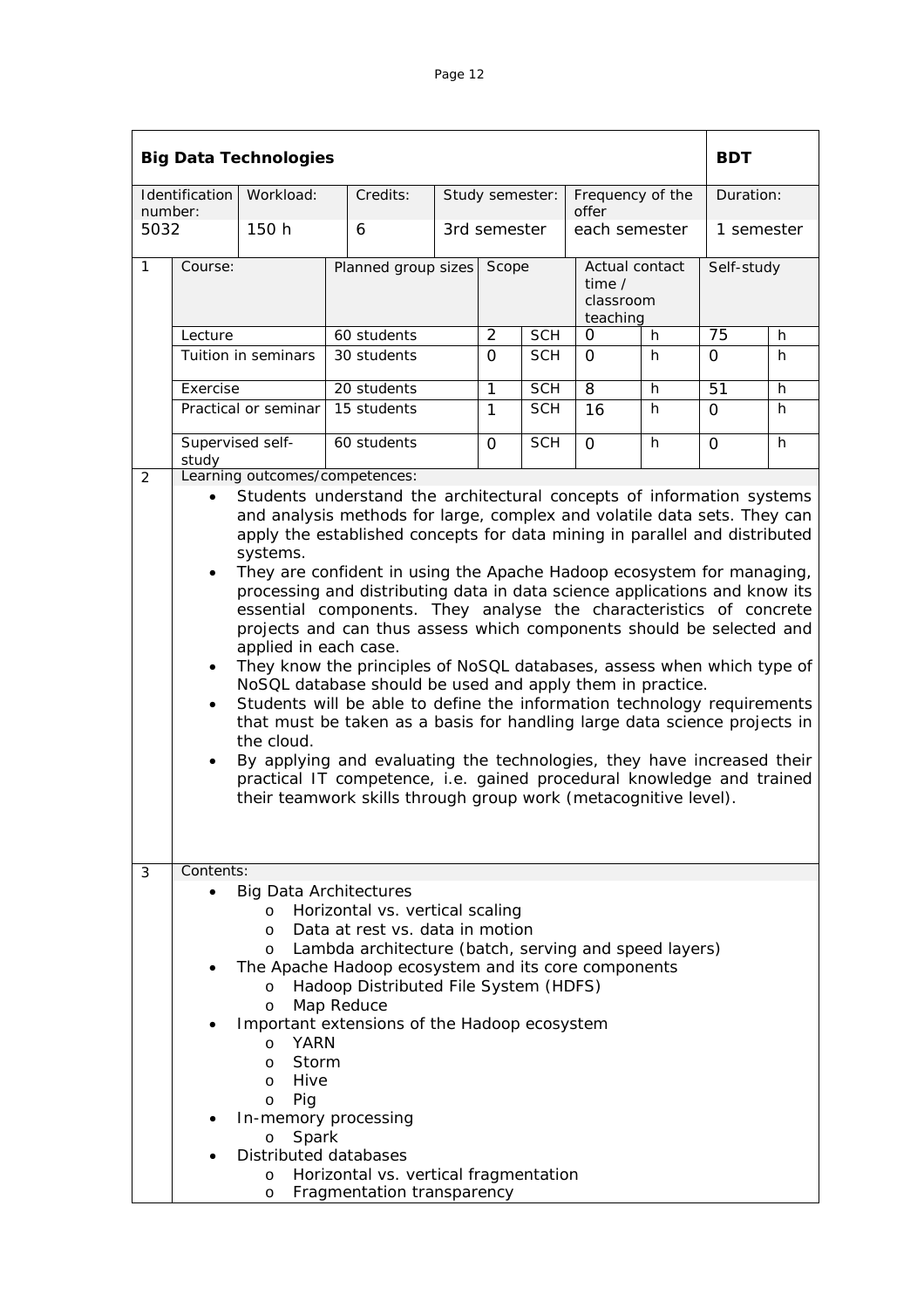## Big Data Technologies

**BDT**

| Identification number: | Workload: | Credits: | Study semester: | Frequency of the offer | Duration: |
|---|---|---|---|---|---|
| 5032 | 150 h | 6 | 3rd semester | each semester | 1 semester |

| 1 | Course: | Planned group sizes | Scope | | Actual contact time / classroom teaching | | Self-study | |
|---|---|---|---|---|---|---|---|---|
| | Lecture | 60 students | 2 | SCH | 0 | h | 75 | h |
| | Tuition in seminars | 30 students | 0 | SCH | 0 | h | 0 | h |
| | Exercise | 20 students | 1 | SCH | 8 | h | 51 | h |
| | Practical or seminar | 15 students | 1 | SCH | 16 | h | 0 | h |
| | Supervised self-study | 60 students | 0 | SCH | 0 | h | 0 | h |

**2 Learning outcomes/competences:**

- Students understand the architectural concepts of information systems and analysis methods for large, complex and volatile data sets. They can apply the established concepts for data mining in parallel and distributed systems.
- They are confident in using the Apache Hadoop ecosystem for managing, processing and distributing data in data science applications and know its essential components. They analyse the characteristics of concrete projects and can thus assess which components should be selected and applied in each case.
- They know the principles of NoSQL databases, assess when which type of NoSQL database should be used and apply them in practice.
- Students will be able to define the information technology requirements that must be taken as a basis for handling large data science projects in the cloud.
- By applying and evaluating the technologies, they have increased their practical IT competence, i.e. gained procedural knowledge and trained their teamwork skills through group work (metacognitive level).

**3 Contents:**

- Big Data Architectures
  - Horizontal vs. vertical scaling
  - Data at rest vs. data in motion
  - Lambda architecture (batch, serving and speed layers)
- The Apache Hadoop ecosystem and its core components
  - Hadoop Distributed File System (HDFS)
  - Map Reduce
- Important extensions of the Hadoop ecosystem
  - YARN
  - Storm
  - Hive
  - Pig
- In-memory processing
  - Spark
- Distributed databases
  - Horizontal vs. vertical fragmentation
  - Fragmentation transparency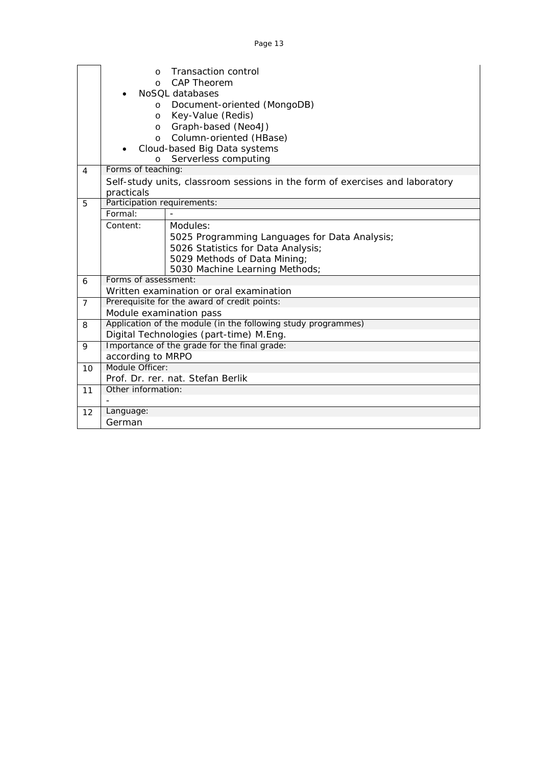| | | | |
|---|---|---|---|
| | | | <ul><li>Transaction control</li><li>CAP Theorem</li></ul>• NoSQL databases<ul><li>Document-oriented (MongoDB)</li><li>Key-Value (Redis)</li><li>Graph-based (Neo4J)</li><li>Column-oriented (HBase)</li></ul>• Cloud-based Big Data systems<ul><li>Serverless computing</li></ul> |
| 4 | Forms of teaching: | | |
| | Self-study units, classroom sessions in the form of exercises and laboratory practicals | | |
| 5 | Participation requirements: | | |
| | Formal: | - | |
| | Content: | Modules:<br>5025 Programming Languages for Data Analysis;<br>5026 Statistics for Data Analysis;<br>5029 Methods of Data Mining;<br>5030 Machine Learning Methods; | |
| 6 | Forms of assessment: | | |
| | Written examination or oral examination | | |
| 7 | Prerequisite for the award of credit points: | | |
| | Module examination pass | | |
| 8 | Application of the module (in the following study programmes) | | |
| | Digital Technologies (part-time) M.Eng. | | |
| 9 | Importance of the grade for the final grade: | | |
| | according to MRPO | | |
| 10 | Module Officer: | | |
| | Prof. Dr. rer. nat. Stefan Berlik | | |
| 11 | Other information: | | |
| | - | | |
| 12 | Language: | | |
| | German | | |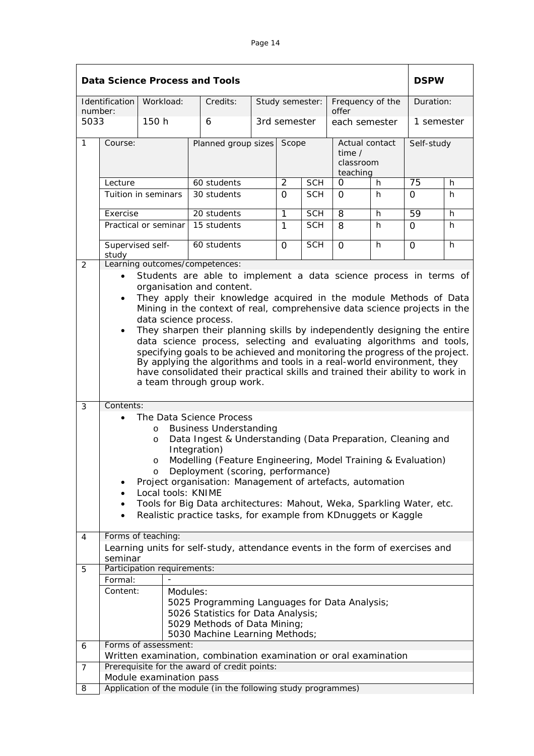| Data Science Process and Tools | | | | | | DSPW |
|---|---|---|---|---|---|---|
| Identification number: | Workload: | Credits: | Study semester: | Frequency of the offer | | Duration: |
| 5033 | 150 h | 6 | 3rd semester | each semester | | 1 semester |

| 1 | Course: | Planned group sizes | Scope | | Actual contact time / classroom teaching | | Self-study | |
|---|---|---|---|---|---|---|---|---|
| | Lecture | 60 students | 2 | SCH | 0 | h | 75 | h |
| | Tuition in seminars | 30 students | 0 | SCH | 0 | h | 0 | h |
| | Exercise | 20 students | 1 | SCH | 8 | h | 59 | h |
| | Practical or seminar | 15 students | 1 | SCH | 8 | h | 0 | h |
| | Supervised self-study | 60 students | 0 | SCH | 0 | h | 0 | h |

**2 Learning outcomes/competences:**

- Students are able to implement a data science process in terms of organisation and content.
- They apply their knowledge acquired in the module Methods of Data Mining in the context of real, comprehensive data science projects in the data science process.
- They sharpen their planning skills by independently designing the entire data science process, selecting and evaluating algorithms and tools, specifying goals to be achieved and monitoring the progress of the project. By applying the algorithms and tools in a real-world environment, they have consolidated their practical skills and trained their ability to work in a team through group work.

**3 Contents:**

- The Data Science Process
  - Business Understanding
  - Data Ingest & Understanding (Data Preparation, Cleaning and Integration)
  - Modelling (Feature Engineering, Model Training & Evaluation)
  - Deployment (scoring, performance)
- Project organisation: Management of artefacts, automation
- Local tools: KNIME
- Tools for Big Data architectures: Mahout, Weka, Sparkling Water, etc.
- Realistic practice tasks, for example from KDnuggets or Kaggle

**4 Forms of teaching:**

Learning units for self-study, attendance events in the form of exercises and seminar

**5 Participation requirements:**

Formal: -

Content: Modules:
5025 Programming Languages for Data Analysis;
5026 Statistics for Data Analysis;
5029 Methods of Data Mining;
5030 Machine Learning Methods;

**6 Forms of assessment:**

Written examination, combination examination or oral examination

**7 Prerequisite for the award of credit points:**

Module examination pass

**8 Application of the module (in the following study programmes)**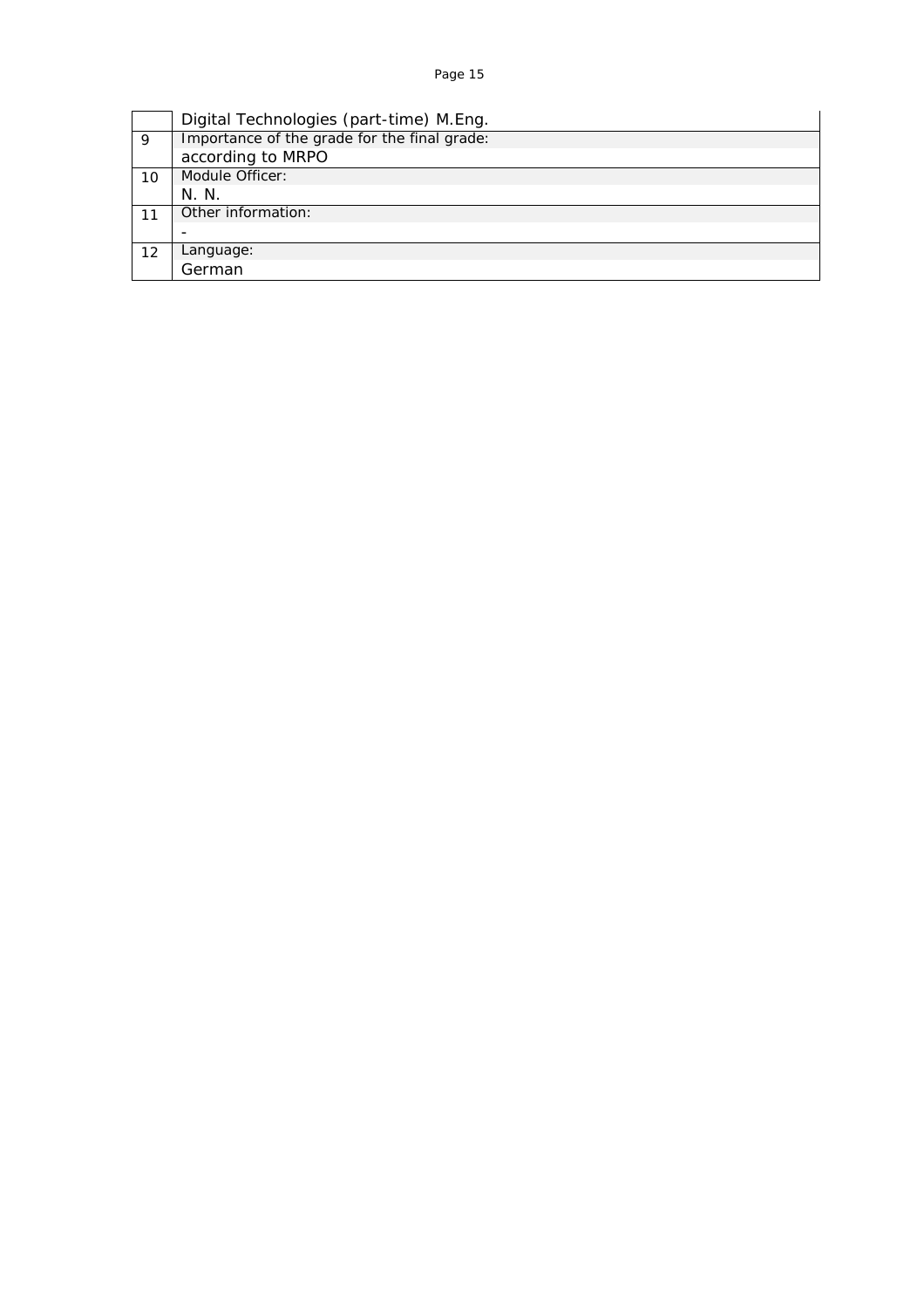| | Digital Technologies (part-time) M.Eng. |
|---|---|
| 9 | Importance of the grade for the final grade:<br>according to MRPO |
| 10 | Module Officer:<br>N. N. |
| 11 | Other information:<br>- |
| 12 | Language:<br>German |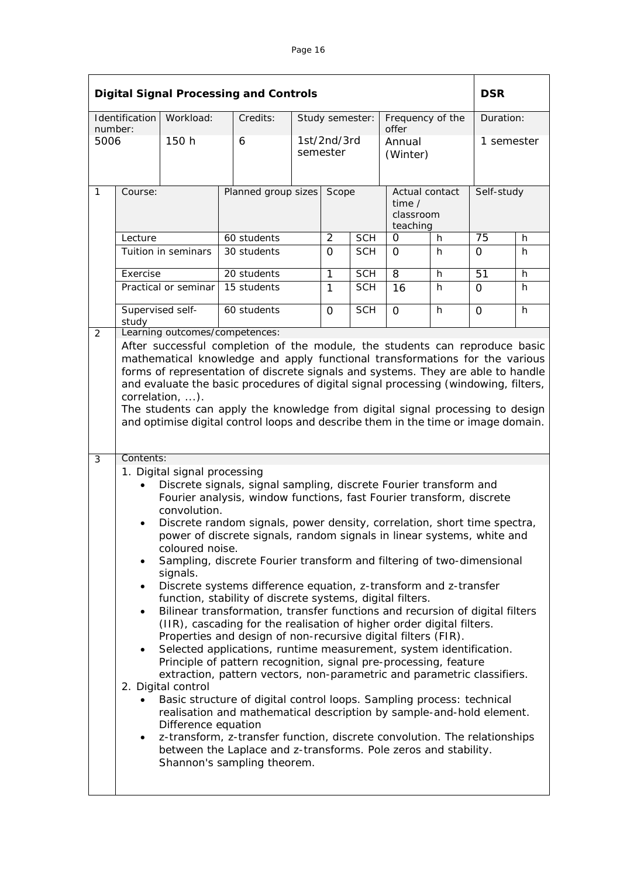## Digital Signal Processing and Controls — DSR

| Identification number: | Workload: | Credits: | Study semester: | Frequency of the offer | Duration: |
|---|---|---|---|---|---|
| 5006 | 150 h | 6 | 1st/2nd/3rd semester | Annual (Winter) | 1 semester |

**1**

| Course: | Planned group sizes | Scope | | Actual contact time / classroom teaching | | Self-study | |
|---|---|---|---|---|---|---|---|
| Lecture | 60 students | 2 | SCH | 0 | h | 75 | h |
| Tuition in seminars | 30 students | 0 | SCH | 0 | h | 0 | h |
| Exercise | 20 students | 1 | SCH | 8 | h | 51 | h |
| Practical or seminar | 15 students | 1 | SCH | 16 | h | 0 | h |
| Supervised self-study | 60 students | 0 | SCH | 0 | h | 0 | h |

**2** Learning outcomes/competences:

After successful completion of the module, the students can reproduce basic mathematical knowledge and apply functional transformations for the various forms of representation of discrete signals and systems. They are able to handle and evaluate the basic procedures of digital signal processing (windowing, filters, correlation, ...).
The students can apply the knowledge from digital signal processing to design and optimise digital control loops and describe them in the time or image domain.

**3** Contents:

1. Digital signal processing
   - Discrete signals, signal sampling, discrete Fourier transform and Fourier analysis, window functions, fast Fourier transform, discrete convolution.
   - Discrete random signals, power density, correlation, short time spectra, power of discrete signals, random signals in linear systems, white and coloured noise.
   - Sampling, discrete Fourier transform and filtering of two-dimensional signals.
   - Discrete systems difference equation, z-transform and z-transfer function, stability of discrete systems, digital filters.
   - Bilinear transformation, transfer functions and recursion of digital filters (IIR), cascading for the realisation of higher order digital filters. Properties and design of non-recursive digital filters (FIR).
   - Selected applications, runtime measurement, system identification. Principle of pattern recognition, signal pre-processing, feature extraction, pattern vectors, non-parametric and parametric classifiers.
2. Digital control
   - Basic structure of digital control loops. Sampling process: technical realisation and mathematical description by sample-and-hold element. Difference equation
   - z-transform, z-transfer function, discrete convolution. The relationships between the Laplace and z-transforms. Pole zeros and stability. Shannon's sampling theorem.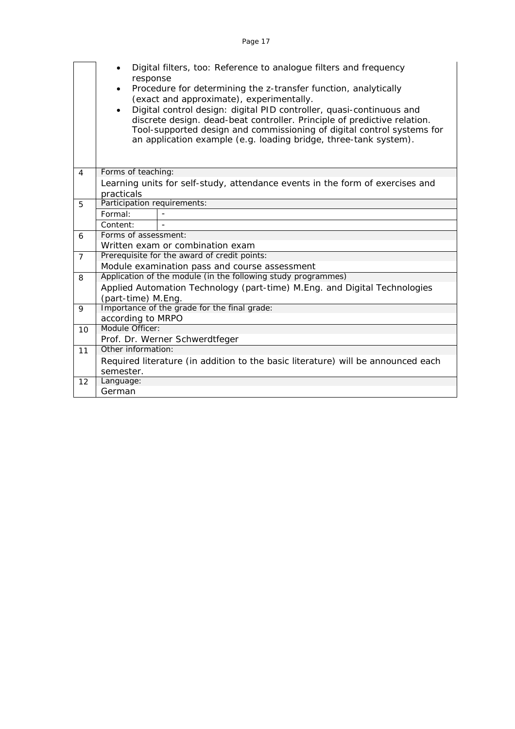| | |
|---|---|
| | • Digital filters, too: Reference to analogue filters and frequency response<br>• Procedure for determining the z-transfer function, analytically (exact and approximate), experimentally.<br>• Digital control design: digital PID controller, quasi-continuous and discrete design. dead-beat controller. Principle of predictive relation. Tool-supported design and commissioning of digital control systems for an application example (e.g. loading bridge, three-tank system). |
| 4 | Forms of teaching:<br>Learning units for self-study, attendance events in the form of exercises and practicals |
| 5 | Participation requirements:<br>Formal: -<br>Content: - |
| 6 | Forms of assessment:<br>Written exam or combination exam |
| 7 | Prerequisite for the award of credit points:<br>Module examination pass and course assessment |
| 8 | Application of the module (in the following study programmes)<br>Applied Automation Technology (part-time) M.Eng. and Digital Technologies (part-time) M.Eng. |
| 9 | Importance of the grade for the final grade:<br>according to MRPO |
| 10 | Module Officer:<br>Prof. Dr. Werner Schwerdtfeger |
| 11 | Other information:<br>Required literature (in addition to the basic literature) will be announced each semester. |
| 12 | Language:<br>German |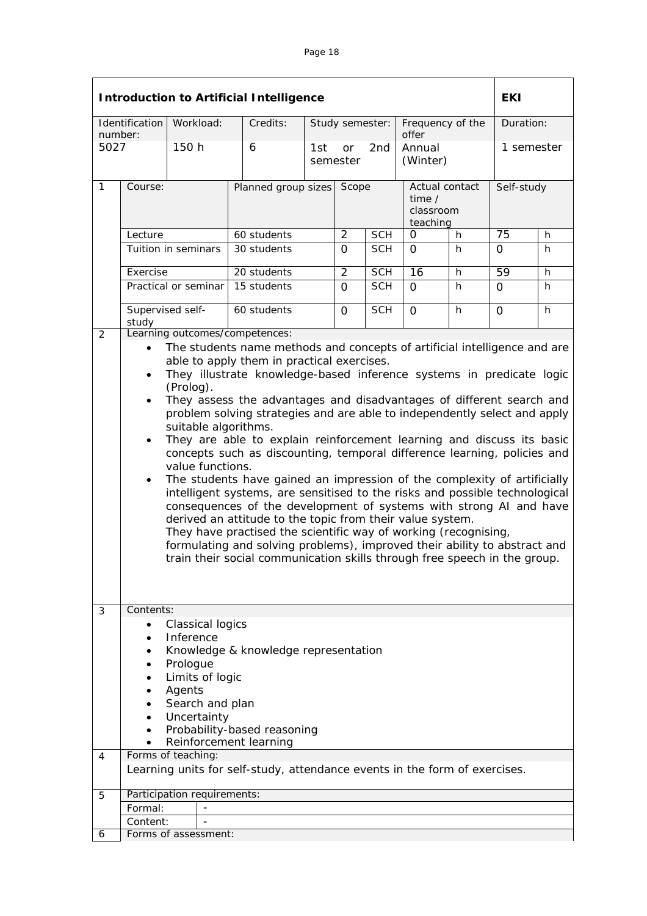| **Introduction to Artificial Intelligence** | | | | | | **EKI** |
|---|---|---|---|---|---|---|
| Identification number: | Workload: | Credits: | Study semester: | Frequency of the offer | | Duration: |
| 5027 | 150 h | 6 | 1st or 2nd semester | Annual (Winter) | | 1 semester |

| 1 | Course: | Planned group sizes | Scope | | Actual contact time / classroom teaching | | Self-study | |
|---|---|---|---|---|---|---|---|---|
| | Lecture | 60 students | 2 | SCH | 0 | h | 75 | h |
| | Tuition in seminars | 30 students | 0 | SCH | 0 | h | 0 | h |
| | Exercise | 20 students | 2 | SCH | 16 | h | 59 | h |
| | Practical or seminar | 15 students | 0 | SCH | 0 | h | 0 | h |
| | Supervised self-study | 60 students | 0 | SCH | 0 | h | 0 | h |

**2 Learning outcomes/competences:**

- The students name methods and concepts of artificial intelligence and are able to apply them in practical exercises.
- They illustrate knowledge-based inference systems in predicate logic (Prolog).
- They assess the advantages and disadvantages of different search and problem solving strategies and are able to independently select and apply suitable algorithms.
- They are able to explain reinforcement learning and discuss its basic concepts such as discounting, temporal difference learning, policies and value functions.
- The students have gained an impression of the complexity of artificially intelligent systems, are sensitised to the risks and possible technological consequences of the development of systems with strong AI and have derived an attitude to the topic from their value system.
  They have practised the scientific way of working (recognising, formulating and solving problems), improved their ability to abstract and train their social communication skills through free speech in the group.

**3 Contents:**

- Classical logics
- Inference
- Knowledge & knowledge representation
- Prologue
- Limits of logic
- Agents
- Search and plan
- Uncertainty
- Probability-based reasoning
- Reinforcement learning

**4 Forms of teaching:**

Learning units for self-study, attendance events in the form of exercises.

**5 Participation requirements:**

| | |
|---|---|
| Formal: | - |
| Content: | - |

**6 Forms of assessment:**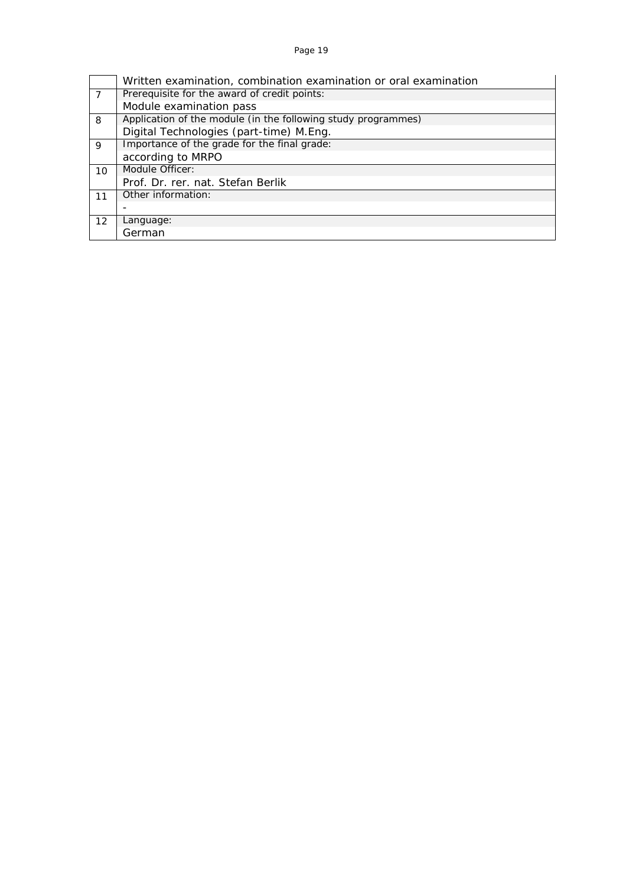| | |
|---|---|
| | Written examination, combination examination or oral examination |
| 7 | Prerequisite for the award of credit points:<br>Module examination pass |
| 8 | Application of the module (in the following study programmes)<br>Digital Technologies (part-time) M.Eng. |
| 9 | Importance of the grade for the final grade:<br>according to MRPO |
| 10 | Module Officer:<br>Prof. Dr. rer. nat. Stefan Berlik |
| 11 | Other information:<br>- |
| 12 | Language:<br>German |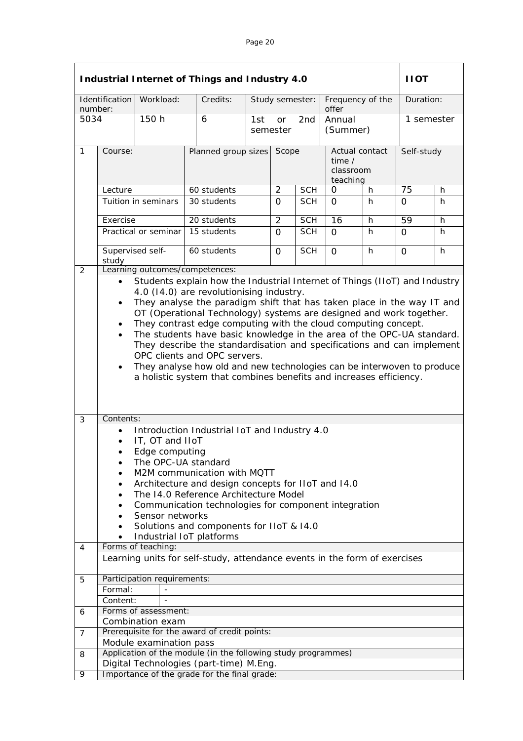| **Industrial Internet of Things and Industry 4.0** | | | | | | **IIOT** |
|---|---|---|---|---|---|---|
| Identification number: | Workload: | Credits: | Study semester: | Frequency of the offer | | Duration: |
| 5034 | 150 h | 6 | 1st or 2nd semester | Annual (Summer) | | 1 semester |

| 1 | Course: | Planned group sizes | Scope | | Actual contact time / classroom teaching | | Self-study | |
|---|---|---|---|---|---|---|---|---|
| | Lecture | 60 students | 2 | SCH | 0 | h | 75 | h |
| | Tuition in seminars | 30 students | 0 | SCH | 0 | h | 0 | h |
| | Exercise | 20 students | 2 | SCH | 16 | h | 59 | h |
| | Practical or seminar | 15 students | 0 | SCH | 0 | h | 0 | h |
| | Supervised self-study | 60 students | 0 | SCH | 0 | h | 0 | h |

**2 Learning outcomes/competences:**

- Students explain how the Industrial Internet of Things (IIoT) and Industry 4.0 (I4.0) are revolutionising industry.
- They analyse the paradigm shift that has taken place in the way IT and OT (Operational Technology) systems are designed and work together.
- They contrast edge computing with the cloud computing concept.
- The students have basic knowledge in the area of the OPC-UA standard. They describe the standardisation and specifications and can implement OPC clients and OPC servers.
- They analyse how old and new technologies can be interwoven to produce a holistic system that combines benefits and increases efficiency.

**3 Contents:**

- Introduction Industrial IoT and Industry 4.0
- IT, OT and IIoT
- Edge computing
- The OPC-UA standard
- M2M communication with MQTT
- Architecture and design concepts for IIoT and I4.0
- The I4.0 Reference Architecture Model
- Communication technologies for component integration
- Sensor networks
- Solutions and components for IIoT & I4.0
- Industrial IoT platforms

**4 Forms of teaching:**

Learning units for self-study, attendance events in the form of exercises

**5 Participation requirements:**

| | |
|---|---|
| Formal: | - |
| Content: | - |

**6 Forms of assessment:**

Combination exam

**7 Prerequisite for the award of credit points:**

Module examination pass

**8 Application of the module (in the following study programmes)**

Digital Technologies (part-time) M.Eng.

**9 Importance of the grade for the final grade:**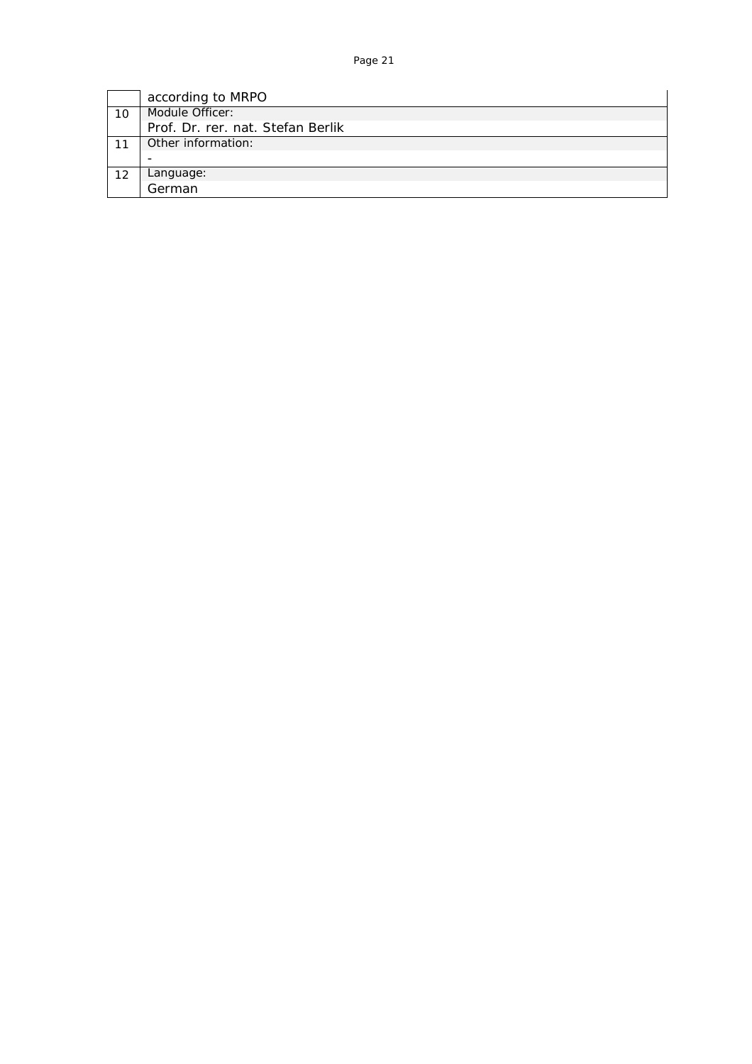| | |
|---|---|
| | according to MRPO |
| 10 | Module Officer:<br>Prof. Dr. rer. nat. Stefan Berlik |
| 11 | Other information:<br>- |
| 12 | Language:<br>German |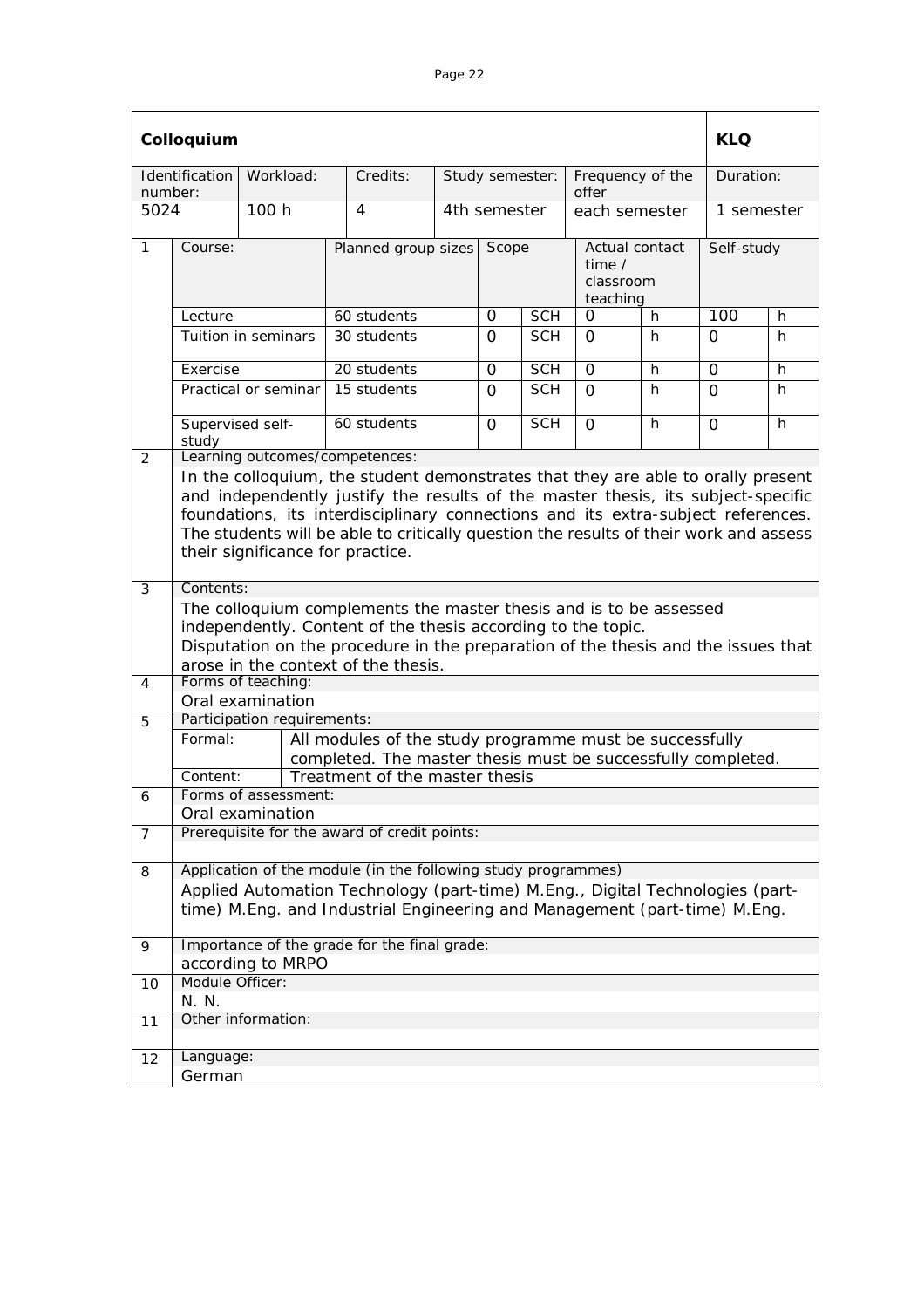| Colloquium | | | | | | | KLQ |
|---|---|---|---|---|---|---|---|
| Identification number: | Workload: | Credits: | Study semester: | | Frequency of the offer | | Duration: |
| 5024 | 100 h | 4 | 4th semester | | each semester | | 1 semester |

| | Course: | Planned group sizes | Scope | | Actual contact time / classroom teaching | | Self-study | |
|---|---|---|---|---|---|---|---|---|
| 1 | Lecture | 60 students | 0 | SCH | 0 | h | 100 | h |
| | Tuition in seminars | 30 students | 0 | SCH | 0 | h | 0 | h |
| | Exercise | 20 students | 0 | SCH | 0 | h | 0 | h |
| | Practical or seminar | 15 students | 0 | SCH | 0 | h | 0 | h |
| | Supervised self-study | 60 students | 0 | SCH | 0 | h | 0 | h |

**2 Learning outcomes/competences:**

In the colloquium, the student demonstrates that they are able to orally present and independently justify the results of the master thesis, its subject-specific foundations, its interdisciplinary connections and its extra-subject references. The students will be able to critically question the results of their work and assess their significance for practice.

**3 Contents:**

The colloquium complements the master thesis and is to be assessed independently. Content of the thesis according to the topic.
Disputation on the procedure in the preparation of the thesis and the issues that arose in the context of the thesis.

**4 Forms of teaching:**

Oral examination

**5 Participation requirements:**

| | |
|---|---|
| Formal: | All modules of the study programme must be successfully completed. The master thesis must be successfully completed. |
| Content: | Treatment of the master thesis |

**6 Forms of assessment:**

Oral examination

**7 Prerequisite for the award of credit points:**

**8 Application of the module (in the following study programmes)**

Applied Automation Technology (part-time) M.Eng., Digital Technologies (part-time) M.Eng. and Industrial Engineering and Management (part-time) M.Eng.

**9 Importance of the grade for the final grade:**

according to MRPO

**10 Module Officer:**

N. N.

**11 Other information:**

**12 Language:**

German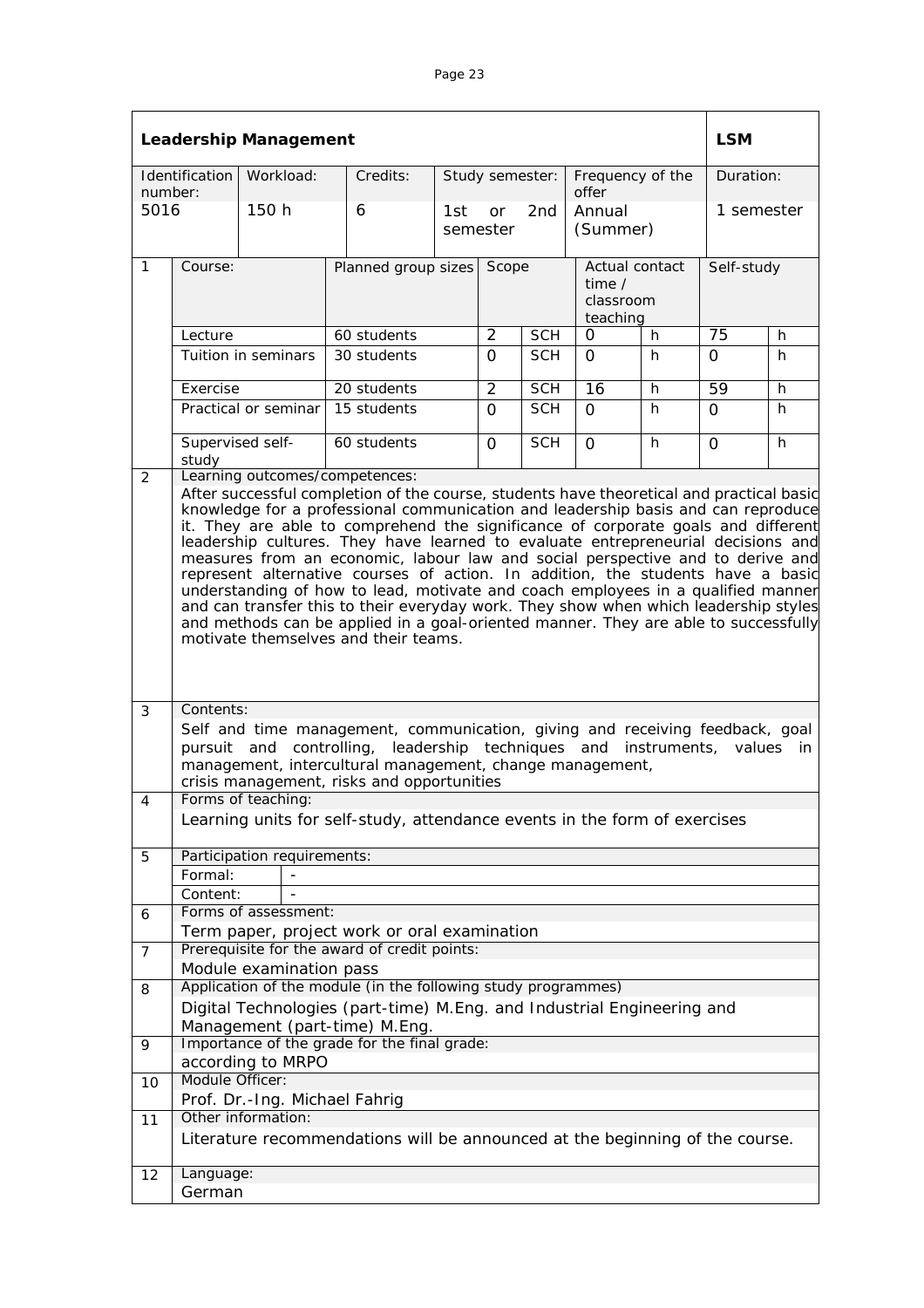| **Leadership Management** | | | | | | **LSM** |
|---|---|---|---|---|---|---|
| Identification number: | Workload: | Credits: | Study semester: | Frequency of the offer | | Duration: |
| 5016 | 150 h | 6 | 1st or 2nd semester | Annual (Summer) | | 1 semester |

| | Course: | Planned group sizes | Scope | | Actual contact time / classroom teaching | | Self-study | |
|---|---|---|---|---|---|---|---|---|
| 1 | Lecture | 60 students | 2 | SCH | 0 | h | 75 | h |
| | Tuition in seminars | 30 students | 0 | SCH | 0 | h | 0 | h |
| | Exercise | 20 students | 2 | SCH | 16 | h | 59 | h |
| | Practical or seminar | 15 students | 0 | SCH | 0 | h | 0 | h |
| | Supervised self-study | 60 students | 0 | SCH | 0 | h | 0 | h |

**2 Learning outcomes/competences:**

After successful completion of the course, students have theoretical and practical basic knowledge for a professional communication and leadership basis and can reproduce it. They are able to comprehend the significance of corporate goals and different leadership cultures. They have learned to evaluate entrepreneurial decisions and measures from an economic, labour law and social perspective and to derive and represent alternative courses of action. In addition, the students have a basic understanding of how to lead, motivate and coach employees in a qualified manner and can transfer this to their everyday work. They show when which leadership styles and methods can be applied in a goal-oriented manner. They are able to successfully motivate themselves and their teams.

**3 Contents:**

Self and time management, communication, giving and receiving feedback, goal pursuit and controlling, leadership techniques and instruments, values in management, intercultural management, change management,
crisis management, risks and opportunities

**4 Forms of teaching:**

Learning units for self-study, attendance events in the form of exercises

**5 Participation requirements:**

| Formal: | - |
|---|---|
| Content: | - |

**6 Forms of assessment:**

Term paper, project work or oral examination

**7 Prerequisite for the award of credit points:**

Module examination pass

**8 Application of the module (in the following study programmes)**

Digital Technologies (part-time) M.Eng. and Industrial Engineering and Management (part-time) M.Eng.

**9 Importance of the grade for the final grade:**

according to MRPO

**10 Module Officer:**

Prof. Dr.-Ing. Michael Fahrig

**11 Other information:**

Literature recommendations will be announced at the beginning of the course.

**12 Language:**

German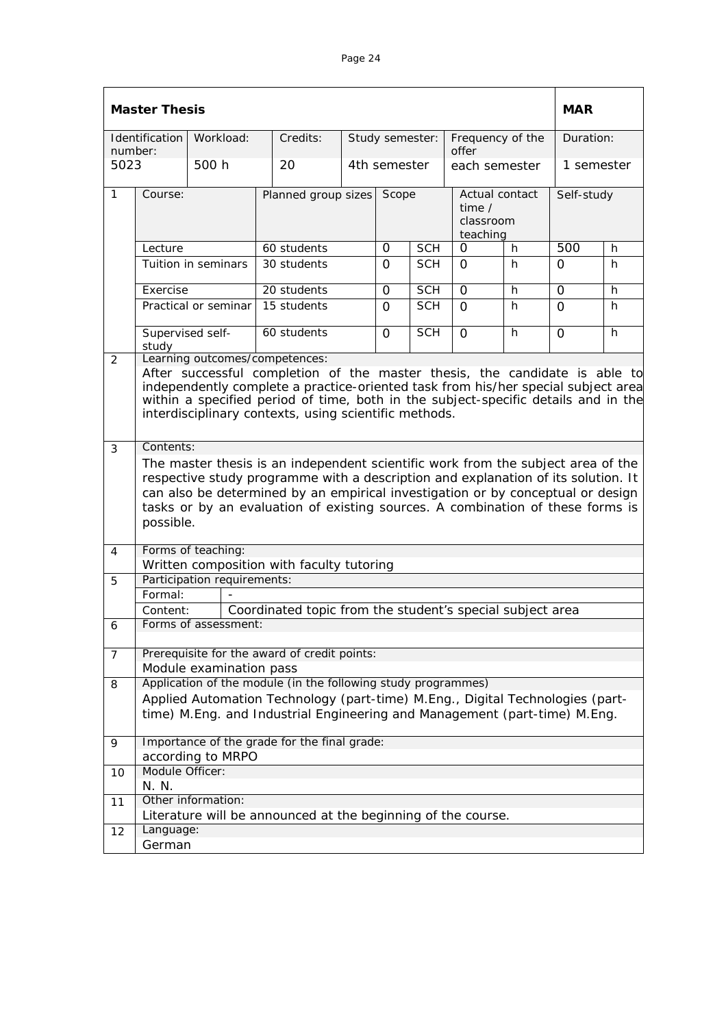| **Master Thesis** | | | | | | **MAR** |
|---|---|---|---|---|---|---|
| Identification number: | Workload: | Credits: | Study semester: | Frequency of the offer | | Duration: |
| 5023 | 500 h | 20 | 4th semester | each semester | | 1 semester |

| | Course: | Planned group sizes | Scope | | Actual contact time / classroom teaching | | Self-study | |
|---|---|---|---|---|---|---|---|---|
| 1 | Lecture | 60 students | 0 | SCH | 0 | h | 500 | h |
| | Tuition in seminars | 30 students | 0 | SCH | 0 | h | 0 | h |
| | Exercise | 20 students | 0 | SCH | 0 | h | 0 | h |
| | Practical or seminar | 15 students | 0 | SCH | 0 | h | 0 | h |
| | Supervised self-study | 60 students | 0 | SCH | 0 | h | 0 | h |

**2 Learning outcomes/competences:**

After successful completion of the master thesis, the candidate is able to independently complete a practice-oriented task from his/her special subject area within a specified period of time, both in the subject-specific details and in the interdisciplinary contexts, using scientific methods.

**3 Contents:**

The master thesis is an independent scientific work from the subject area of the respective study programme with a description and explanation of its solution. It can also be determined by an empirical investigation or by conceptual or design tasks or by an evaluation of existing sources. A combination of these forms is possible.

**4 Forms of teaching:**

Written composition with faculty tutoring

**5 Participation requirements:**

| | |
|---|---|
| Formal: | - |
| Content: | Coordinated topic from the student’s special subject area |

**6 Forms of assessment:**

**7 Prerequisite for the award of credit points:**

Module examination pass

**8 Application of the module (in the following study programmes)**

Applied Automation Technology (part-time) M.Eng., Digital Technologies (part-time) M.Eng. and Industrial Engineering and Management (part-time) M.Eng.

**9 Importance of the grade for the final grade:**

according to MRPO

**10 Module Officer:**

N. N.

**11 Other information:**

Literature will be announced at the beginning of the course.

**12 Language:**

German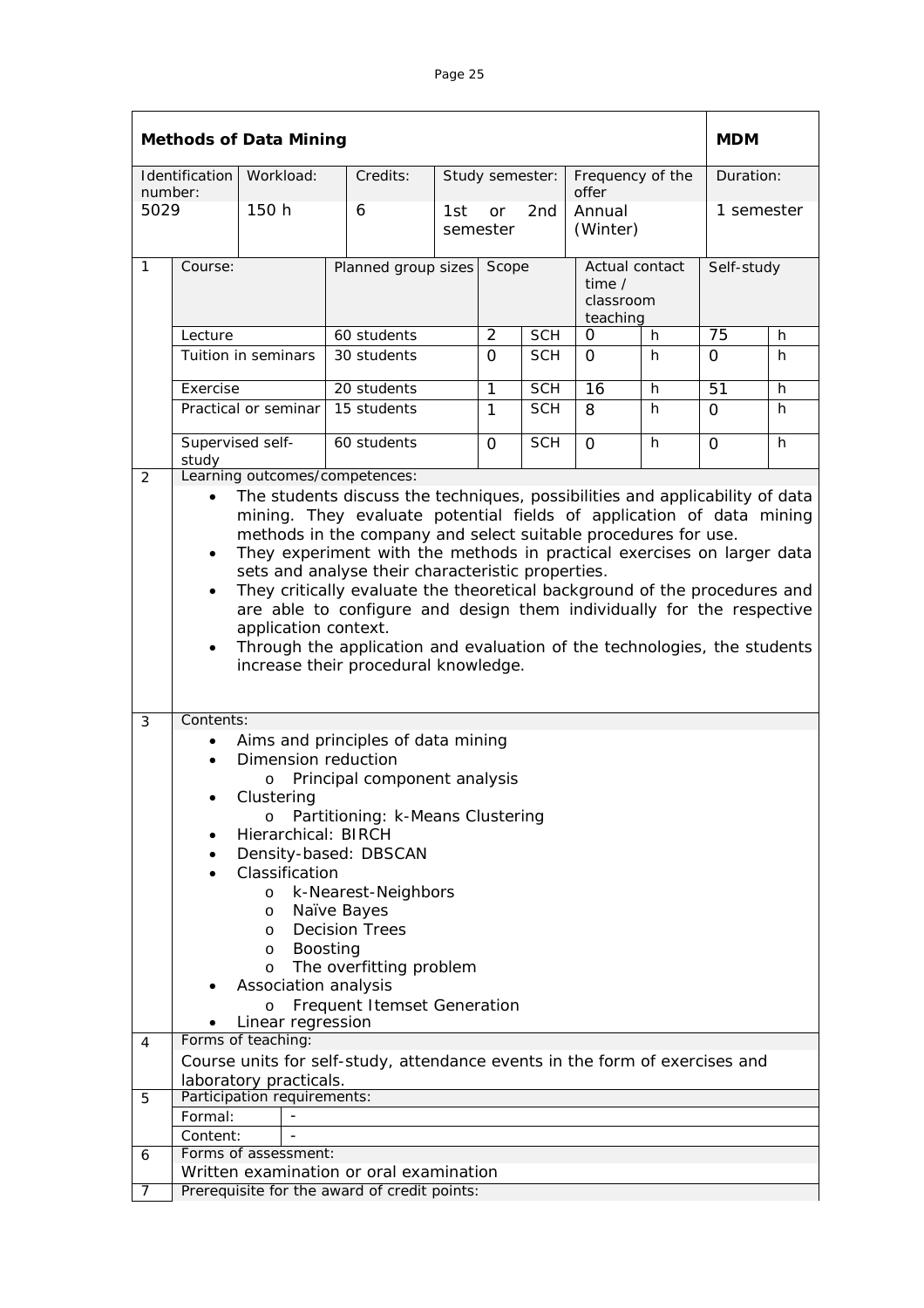## Methods of Data Mining — MDM

| Identification number: | Workload: | Credits: | Study semester: | Frequency of the offer | Duration: |
|---|---|---|---|---|---|
| 5029 | 150 h | 6 | 1st or 2nd semester | Annual (Winter) | 1 semester |

**1**

| Course: | Planned group sizes | Scope | | Actual contact time / classroom teaching | | Self-study | |
|---|---|---|---|---|---|---|---|
| Lecture | 60 students | 2 | SCH | 0 | h | 75 | h |
| Tuition in seminars | 30 students | 0 | SCH | 0 | h | 0 | h |
| Exercise | 20 students | 1 | SCH | 16 | h | 51 | h |
| Practical or seminar | 15 students | 1 | SCH | 8 | h | 0 | h |
| Supervised self-study | 60 students | 0 | SCH | 0 | h | 0 | h |

**2 Learning outcomes/competences:**

- The students discuss the techniques, possibilities and applicability of data mining. They evaluate potential fields of application of data mining methods in the company and select suitable procedures for use.
- They experiment with the methods in practical exercises on larger data sets and analyse their characteristic properties.
- They critically evaluate the theoretical background of the procedures and are able to configure and design them individually for the respective application context.
- Through the application and evaluation of the technologies, the students increase their procedural knowledge.

**3 Contents:**

- Aims and principles of data mining
- Dimension reduction
  - Principal component analysis
- Clustering
  - Partitioning: k-Means Clustering
- Hierarchical: BIRCH
- Density-based: DBSCAN
- Classification
  - k-Nearest-Neighbors
  - Naïve Bayes
  - Decision Trees
  - Boosting
  - The overfitting problem
- Association analysis
  - Frequent Itemset Generation
- Linear regression

**4 Forms of teaching:**

Course units for self-study, attendance events in the form of exercises and laboratory practicals.

**5 Participation requirements:**

| | |
|---|---|
| Formal: | - |
| Content: | - |

**6 Forms of assessment:**

Written examination or oral examination

**7 Prerequisite for the award of credit points:**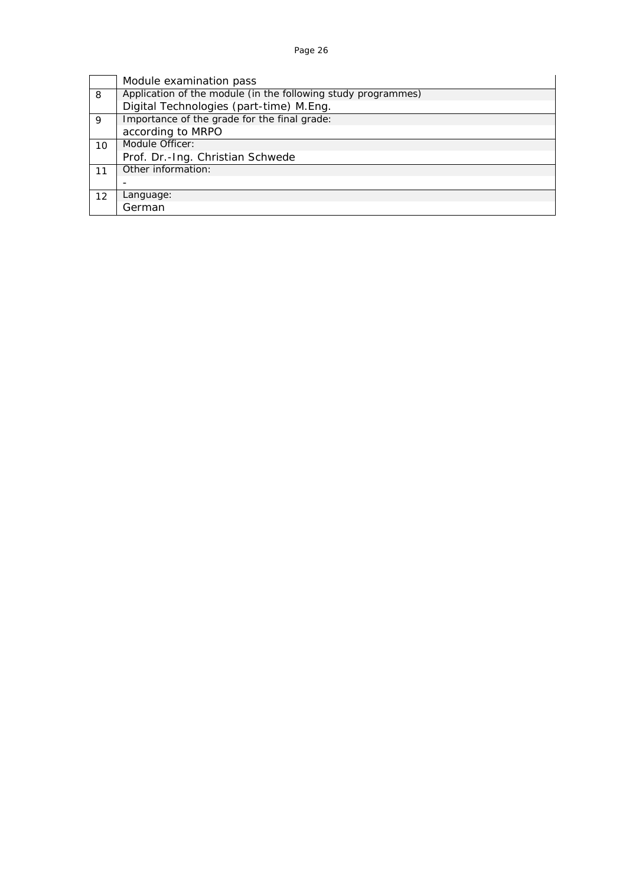| | |
|---|---|
| | Module examination pass |
| 8 | Application of the module (in the following study programmes)<br>Digital Technologies (part-time) M.Eng. |
| 9 | Importance of the grade for the final grade:<br>according to MRPO |
| 10 | Module Officer:<br>Prof. Dr.-Ing. Christian Schwede |
| 11 | Other information:<br>- |
| 12 | Language:<br>German |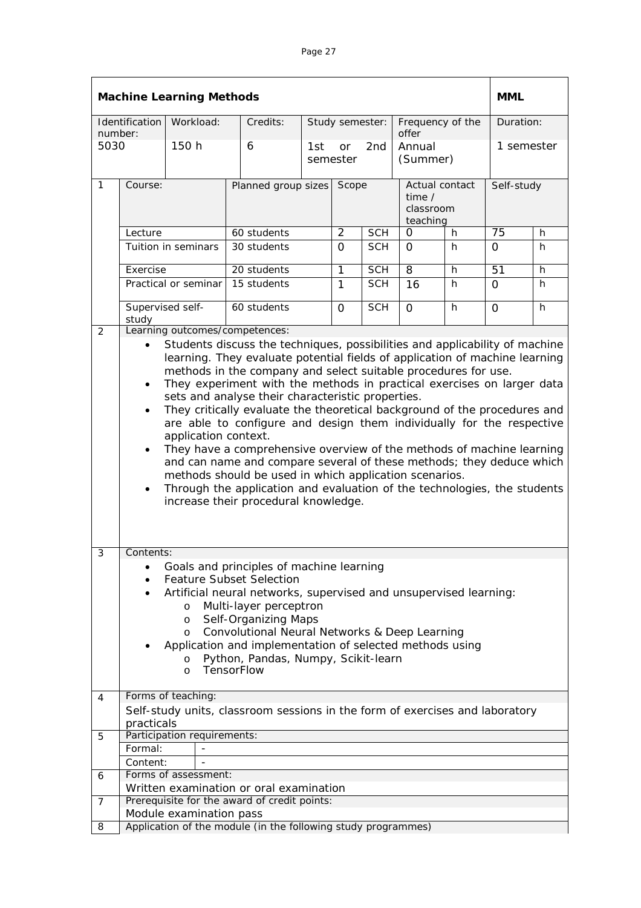| **Machine Learning Methods** | | | | | | | **MML** |
|---|---|---|---|---|---|---|---|
| Identification number: | Workload: | Credits: | Study semester: | | Frequency of the offer | | Duration: |
| 5030 | 150 h | 6 | 1st or 2nd semester | | Annual (Summer) | | 1 semester |

| | | | | | |
|---|---|---|---|---|---|
| 1 | Course: | Planned group sizes | Scope | Actual contact time / classroom teaching | Self-study |
| | Lecture | 60 students | 2 SCH | 0 h | 75 h |
| | Tuition in seminars | 30 students | 0 SCH | 0 h | 0 h |
| | Exercise | 20 students | 1 SCH | 8 h | 51 h |
| | Practical or seminar | 15 students | 1 SCH | 16 h | 0 h |
| | Supervised self-study | 60 students | 0 SCH | 0 h | 0 h |

**2 Learning outcomes/competences:**

- Students discuss the techniques, possibilities and applicability of machine learning. They evaluate potential fields of application of machine learning methods in the company and select suitable procedures for use.
- They experiment with the methods in practical exercises on larger data sets and analyse their characteristic properties.
- They critically evaluate the theoretical background of the procedures and are able to configure and design them individually for the respective application context.
- They have a comprehensive overview of the methods of machine learning and can name and compare several of these methods; they deduce which methods should be used in which application scenarios.
- Through the application and evaluation of the technologies, the students increase their procedural knowledge.

**3 Contents:**

- Goals and principles of machine learning
- Feature Subset Selection
- Artificial neural networks, supervised and unsupervised learning:
  - Multi-layer perceptron
  - Self-Organizing Maps
  - Convolutional Neural Networks & Deep Learning
- Application and implementation of selected methods using
  - Python, Pandas, Numpy, Scikit-learn
  - TensorFlow

**4 Forms of teaching:**

Self-study units, classroom sessions in the form of exercises and laboratory practicals

**5 Participation requirements:**

Formal: -

Content: -

**6 Forms of assessment:**

Written examination or oral examination

**7 Prerequisite for the award of credit points:**

Module examination pass

**8 Application of the module (in the following study programmes)**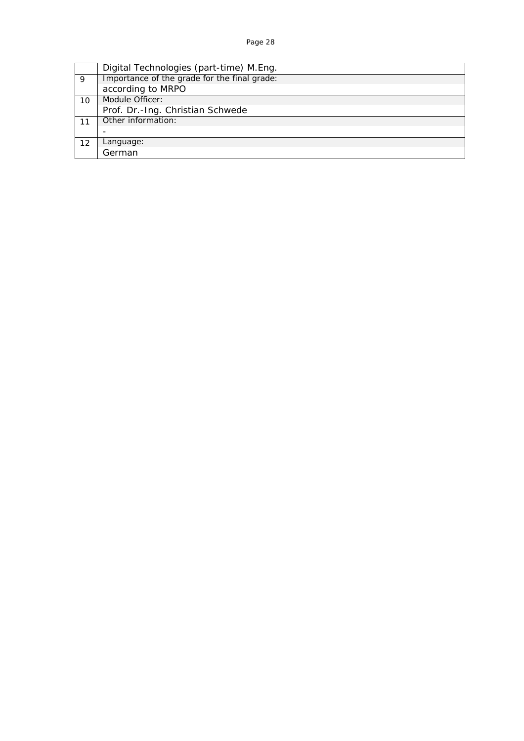| | |
|---|---|
| | Digital Technologies (part-time) M.Eng. |
| 9 | Importance of the grade for the final grade:<br>according to MRPO |
| 10 | Module Officer:<br>Prof. Dr.-Ing. Christian Schwede |
| 11 | Other information:<br>- |
| 12 | Language:<br>German |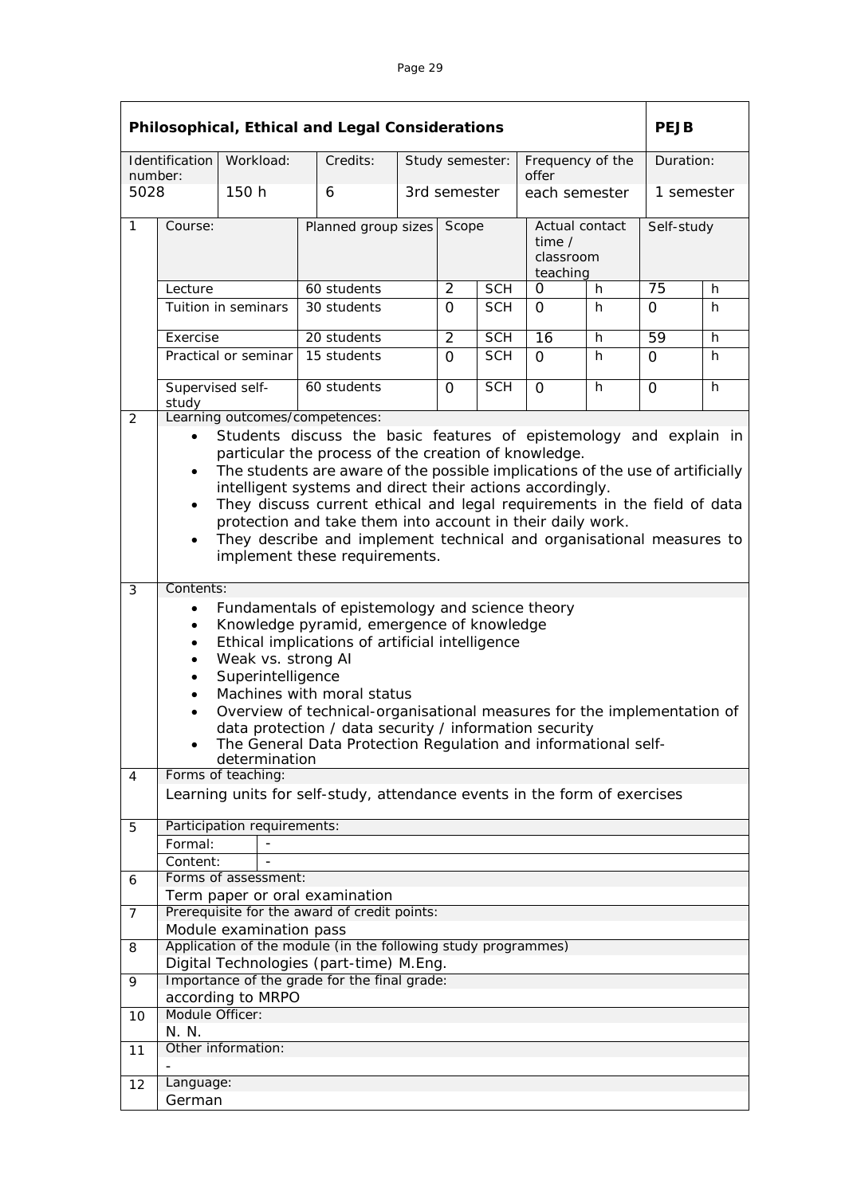| Philosophical, Ethical and Legal Considerations | | | | | | PEJB |
|---|---|---|---|---|---|---|
| Identification number: | Workload: | Credits: | Study semester: | Frequency of the offer | | Duration: |
| 5028 | 150 h | 6 | 3rd semester | each semester | | 1 semester |

| | Course: | Planned group sizes | Scope | | Actual contact time / classroom teaching | | Self-study | |
|---|---|---|---|---|---|---|---|---|
| 1 | Lecture | 60 students | 2 | SCH | 0 | h | 75 | h |
| | Tuition in seminars | 30 students | 0 | SCH | 0 | h | 0 | h |
| | Exercise | 20 students | 2 | SCH | 16 | h | 59 | h |
| | Practical or seminar | 15 students | 0 | SCH | 0 | h | 0 | h |
| | Supervised self-study | 60 students | 0 | SCH | 0 | h | 0 | h |

**2 Learning outcomes/competences:**

- Students discuss the basic features of epistemology and explain in particular the process of the creation of knowledge.
- The students are aware of the possible implications of the use of artificially intelligent systems and direct their actions accordingly.
- They discuss current ethical and legal requirements in the field of data protection and take them into account in their daily work.
- They describe and implement technical and organisational measures to implement these requirements.

**3 Contents:**

- Fundamentals of epistemology and science theory
- Knowledge pyramid, emergence of knowledge
- Ethical implications of artificial intelligence
- Weak vs. strong AI
- Superintelligence
- Machines with moral status
- Overview of technical-organisational measures for the implementation of data protection / data security / information security
- The General Data Protection Regulation and informational self-determination

**4 Forms of teaching:**

Learning units for self-study, attendance events in the form of exercises

**5 Participation requirements:**

| | |
|---|---|
| Formal: | - |
| Content: | - |

**6 Forms of assessment:**

Term paper or oral examination

**7 Prerequisite for the award of credit points:**

Module examination pass

**8 Application of the module (in the following study programmes)**

Digital Technologies (part-time) M.Eng.

**9 Importance of the grade for the final grade:**

according to MRPO

**10 Module Officer:**

N. N.

**11 Other information:**

-

**12 Language:**

German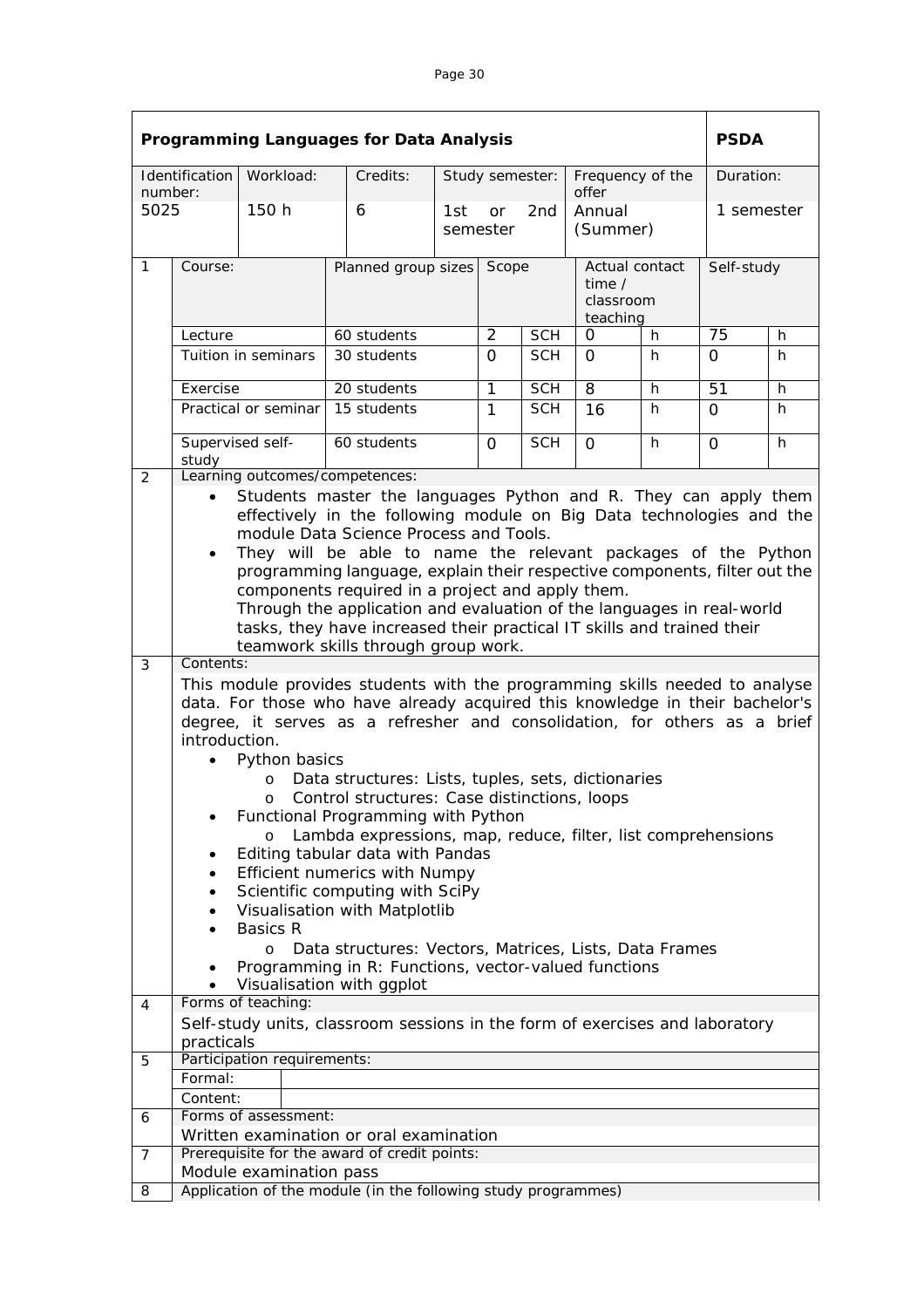| Programming Languages for Data Analysis | | | | | | PSDA |
|---|---|---|---|---|---|---|
| Identification number: | Workload: | Credits: | Study semester: | Frequency of the offer | | Duration: |
| 5025 | 150 h | 6 | 1st or 2nd semester | Annual (Summer) | | 1 semester |

| | Course: | Planned group sizes | Scope | | Actual contact time / classroom teaching | | Self-study | |
|---|---|---|---|---|---|---|---|---|
| 1 | Lecture | 60 students | 2 | SCH | 0 | h | 75 | h |
| | Tuition in seminars | 30 students | 0 | SCH | 0 | h | 0 | h |
| | Exercise | 20 students | 1 | SCH | 8 | h | 51 | h |
| | Practical or seminar | 15 students | 1 | SCH | 16 | h | 0 | h |
| | Supervised self-study | 60 students | 0 | SCH | 0 | h | 0 | h |

**2 Learning outcomes/competences:**

- Students master the languages Python and R. They can apply them effectively in the following module on Big Data technologies and the module Data Science Process and Tools.
- They will be able to name the relevant packages of the Python programming language, explain their respective components, filter out the components required in a project and apply them.
  Through the application and evaluation of the languages in real-world tasks, they have increased their practical IT skills and trained their teamwork skills through group work.

**3 Contents:**

This module provides students with the programming skills needed to analyse data. For those who have already acquired this knowledge in their bachelor's degree, it serves as a refresher and consolidation, for others as a brief introduction.

- Python basics
  - Data structures: Lists, tuples, sets, dictionaries
  - Control structures: Case distinctions, loops
- Functional Programming with Python
  - Lambda expressions, map, reduce, filter, list comprehensions
- Editing tabular data with Pandas
- Efficient numerics with Numpy
- Scientific computing with SciPy
- Visualisation with Matplotlib
- Basics R
  - Data structures: Vectors, Matrices, Lists, Data Frames
- Programming in R: Functions, vector-valued functions
- Visualisation with ggplot

**4 Forms of teaching:**

Self-study units, classroom sessions in the form of exercises and laboratory practicals

**5 Participation requirements:**

Formal:

Content:

**6 Forms of assessment:**

Written examination or oral examination

**7 Prerequisite for the award of credit points:**

Module examination pass

**8 Application of the module (in the following study programmes)**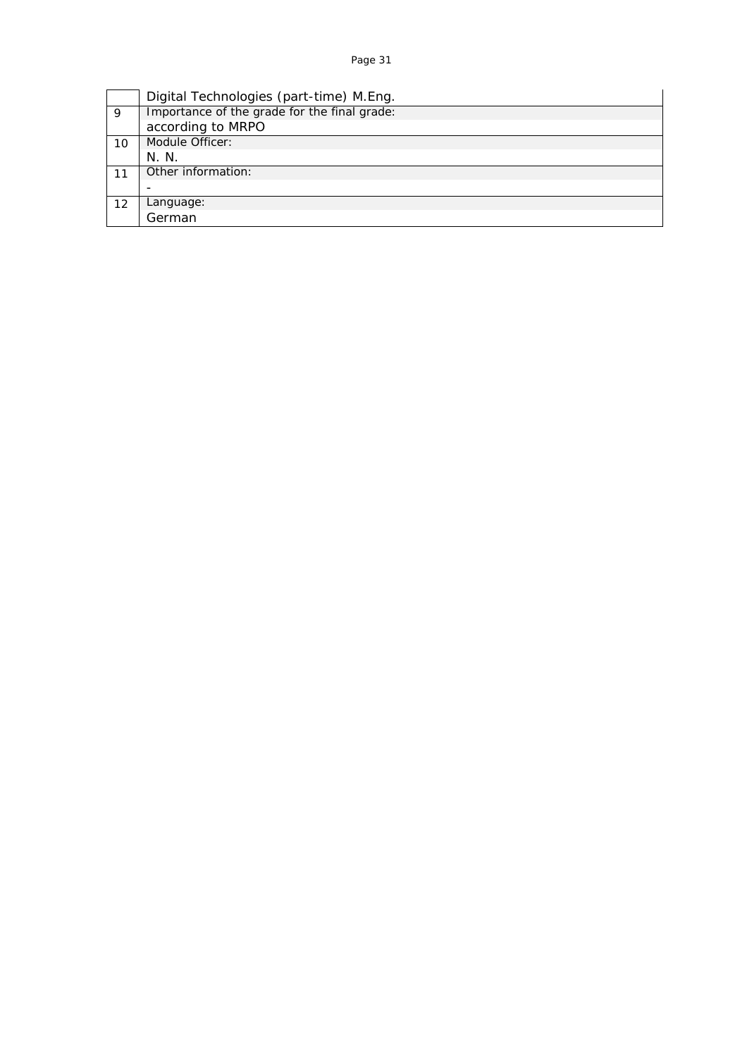| | Digital Technologies (part-time) M.Eng. |
|---|---|
| 9 | Importance of the grade for the final grade:<br>according to MRPO |
| 10 | Module Officer:<br>N. N. |
| 11 | Other information:<br>- |
| 12 | Language:<br>German |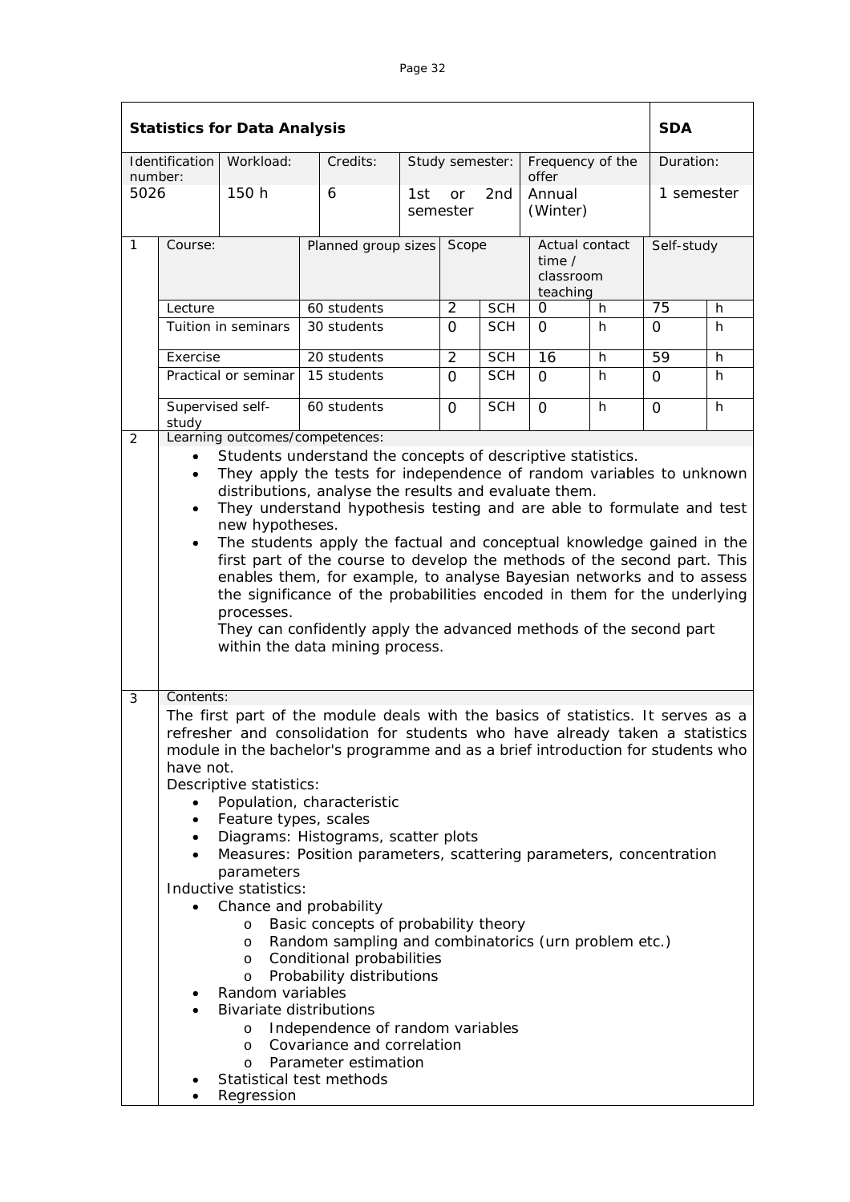| **Statistics for Data Analysis** | | | | | | **SDA** |
|---|---|---|---|---|---|---|
| Identification number: | Workload: | Credits: | Study semester: | Frequency of the offer | | Duration: |
| 5026 | 150 h | 6 | 1st or 2nd semester | Annual (Winter) | | 1 semester |

| 1 | Course: | Planned group sizes | Scope | | Actual contact time / classroom teaching | | Self-study | |
|---|---|---|---|---|---|---|---|---|
| | Lecture | 60 students | 2 | SCH | 0 | h | 75 | h |
| | Tuition in seminars | 30 students | 0 | SCH | 0 | h | 0 | h |
| | Exercise | 20 students | 2 | SCH | 16 | h | 59 | h |
| | Practical or seminar | 15 students | 0 | SCH | 0 | h | 0 | h |
| | Supervised self-study | 60 students | 0 | SCH | 0 | h | 0 | h |

**2 Learning outcomes/competences:**

- Students understand the concepts of descriptive statistics.
- They apply the tests for independence of random variables to unknown distributions, analyse the results and evaluate them.
- They understand hypothesis testing and are able to formulate and test new hypotheses.
- The students apply the factual and conceptual knowledge gained in the first part of the course to develop the methods of the second part. This enables them, for example, to analyse Bayesian networks and to assess the significance of the probabilities encoded in them for the underlying processes.
  They can confidently apply the advanced methods of the second part within the data mining process.

**3 Contents:**

The first part of the module deals with the basics of statistics. It serves as a refresher and consolidation for students who have already taken a statistics module in the bachelor's programme and as a brief introduction for students who have not.

Descriptive statistics:

- Population, characteristic
- Feature types, scales
- Diagrams: Histograms, scatter plots
- Measures: Position parameters, scattering parameters, concentration parameters

Inductive statistics:

- Chance and probability
  - Basic concepts of probability theory
  - Random sampling and combinatorics (urn problem etc.)
  - Conditional probabilities
  - Probability distributions
- Random variables
- Bivariate distributions
  - Independence of random variables
  - Covariance and correlation
  - Parameter estimation
- Statistical test methods
- Regression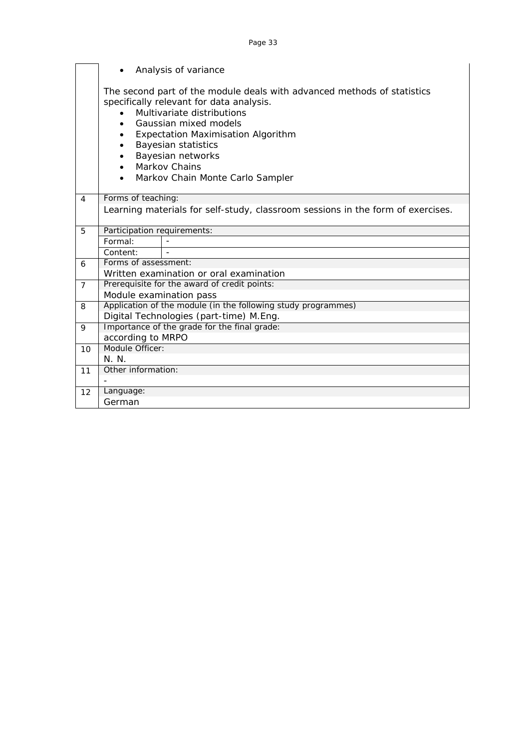| | |
|---|---|
| | • Analysis of variance<br><br>The second part of the module deals with advanced methods of statistics specifically relevant for data analysis.<br>• Multivariate distributions<br>• Gaussian mixed models<br>• Expectation Maximisation Algorithm<br>• Bayesian statistics<br>• Bayesian networks<br>• Markov Chains<br>• Markov Chain Monte Carlo Sampler |
| 4 | Forms of teaching:<br>Learning materials for self-study, classroom sessions in the form of exercises. |
| 5 | Participation requirements:<br>Formal: -<br>Content: - |
| 6 | Forms of assessment:<br>Written examination or oral examination |
| 7 | Prerequisite for the award of credit points:<br>Module examination pass |
| 8 | Application of the module (in the following study programmes)<br>Digital Technologies (part-time) M.Eng. |
| 9 | Importance of the grade for the final grade:<br>according to MRPO |
| 10 | Module Officer:<br>N. N. |
| 11 | Other information:<br>- |
| 12 | Language:<br>German |